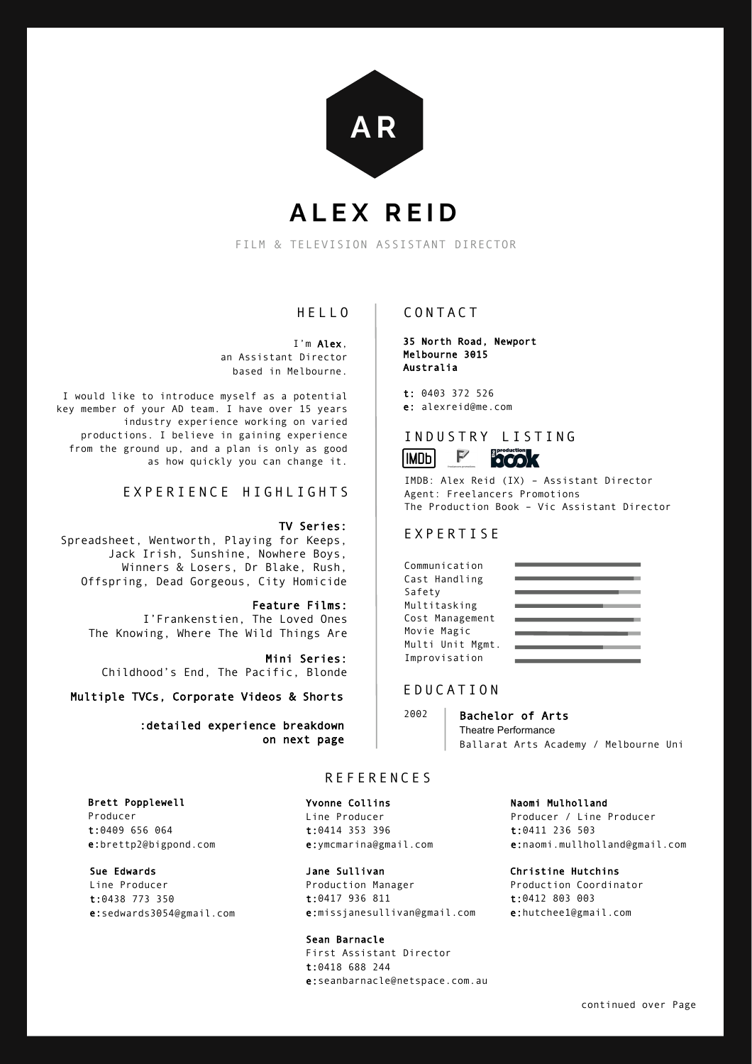AR

# ALEX REID

FILM & TELEVISION ASSISTANT DIRECTOR

## HELLO

I'm **Alex**,
an Assistant Director
based in Melbourne.

I would like to introduce myself as a potential key member of your AD team. I have over 15 years industry experience working on varied productions. I believe in gaining experience from the ground up, and a plan is only as good as how quickly you can change it.

## EXPERIENCE HIGHLIGHTS

**TV Series:**
Spreadsheet, Wentworth, Playing for Keeps, Jack Irish, Sunshine, Nowhere Boys, Winners & Losers, Dr Blake, Rush, Offspring, Dead Gorgeous, City Homicide

**Feature Films:**
I'Frankenstien, The Loved Ones
The Knowing, Where The Wild Things Are

**Mini Series:**
Childhood's End, The Pacific, Blonde

**Multiple TVCs, Corporate Videos & Shorts**

**:detailed experience breakdown on next page**

## CONTACT

**35 North Road, Newport**
**Melbourne 3015**
**Australia**

**t:** 0403 372 526
**e:** alexreid@me.com

## INDUSTRY LISTING

IMDB: Alex Reid (IX) - Assistant Director
Agent: Freelancers Promotions
The Production Book - Vic Assistant Director

## EXPERTISE

- Communication
- Cast Handling
- Safety
- Multitasking
- Cost Management
- Movie Magic
- Multi Unit Mgmt.
- Improvisation

## EDUCATION

2002 — **Bachelor of Arts**
Theatre Performance
Ballarat Arts Academy / Melbourne Uni

## REFERENCES

**Brett Popplewell**
Producer
**t:**0409 656 064
**e:**brettp2@bigpond.com

**Sue Edwards**
Line Producer
**t:**0438 773 350
**e:**sedwards3054@gmail.com

**Yvonne Collins**
Line Producer
**t:**0414 353 396
**e:**ymcmarina@gmail.com

**Jane Sullivan**
Production Manager
**t:**0417 936 811
**e:**missjanesullivan@gmail.com

**Sean Barnacle**
First Assistant Director
**t:**0418 688 244
**e:**seanbarnacle@netspace.com.au

**Naomi Mulholland**
Producer / Line Producer
**t:**0411 236 503
**e:**naomi.mullholland@gmail.com

**Christine Hutchins**
Production Coordinator
**t:**0412 803 003
**e:**hutchee1@gmail.com

continued over Page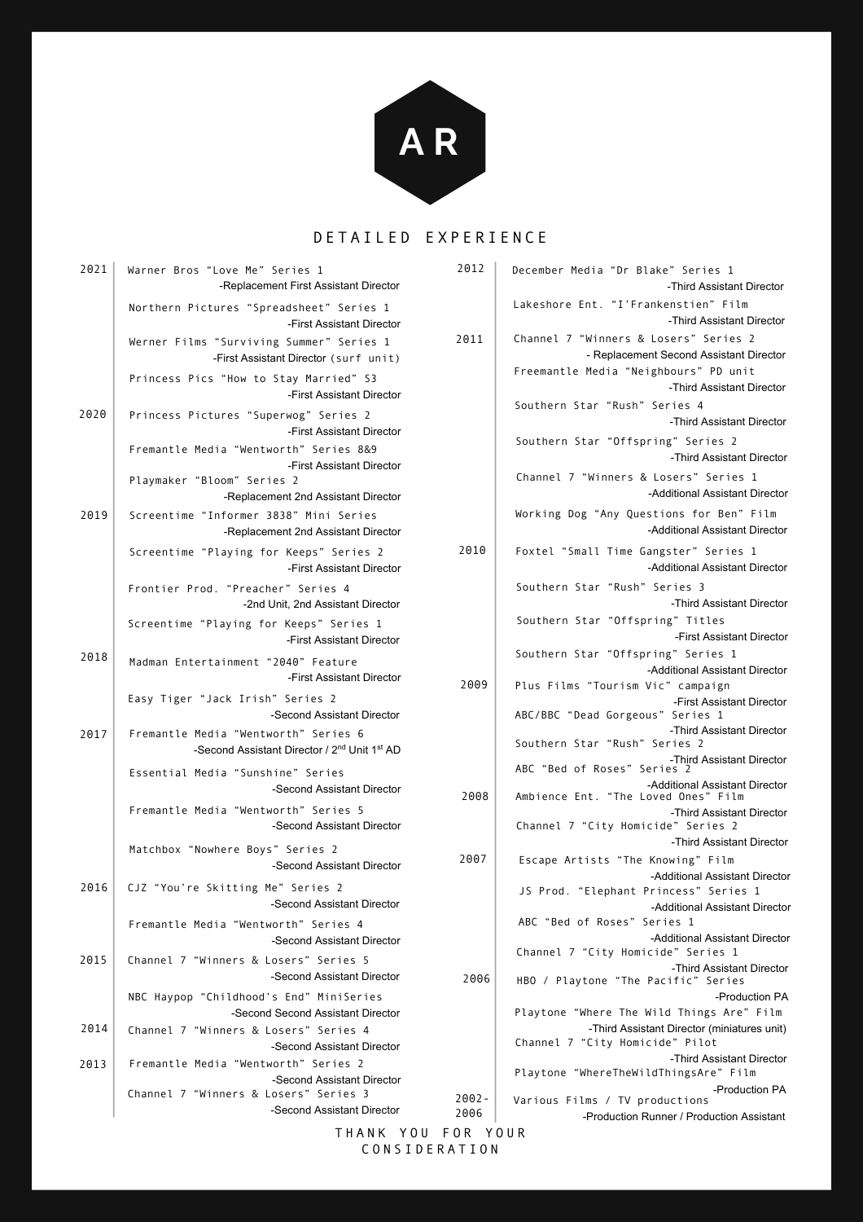AR

## DETAILED EXPERIENCE

**2021**

Warner Bros "Love Me" Series 1
-Replacement First Assistant Director

Northern Pictures "Spreadsheet" Series 1
-First Assistant Director

Werner Films "Surviving Summer" Series 1
-First Assistant Director (surf unit)

Princess Pics "How to Stay Married" S3
-First Assistant Director

**2020**

Princess Pictures "Superwog" Series 2
-First Assistant Director

Fremantle Media "Wentworth" Series 8&9
-First Assistant Director

Playmaker "Bloom" Series 2
-Replacement 2nd Assistant Director

**2019**

Screentime "Informer 3838" Mini Series
-Replacement 2nd Assistant Director

Screentime "Playing for Keeps" Series 2
-First Assistant Director

Frontier Prod. "Preacher" Series 4
-2nd Unit, 2nd Assistant Director

Screentime "Playing for Keeps" Series 1
-First Assistant Director

**2018**

Madman Entertainment "2040" Feature
-First Assistant Director

Easy Tiger "Jack Irish" Series 2
-Second Assistant Director

**2017**

Fremantle Media "Wentworth" Series 6
-Second Assistant Director / 2nd Unit 1st AD

Essential Media "Sunshine" Series
-Second Assistant Director

Fremantle Media "Wentworth" Series 5
-Second Assistant Director

Matchbox "Nowhere Boys" Series 2
-Second Assistant Director

**2016**

CJZ "You're Skitting Me" Series 2
-Second Assistant Director

Fremantle Media "Wentworth" Series 4
-Second Assistant Director

**2015**

Channel 7 "Winners & Losers" Series 5
-Second Assistant Director

NBC Haypop "Childhood's End" MiniSeries
-Second Second Assistant Director

**2014**

Channel 7 "Winners & Losers" Series 4
-Second Assistant Director

**2013**

Fremantle Media "Wentworth" Series 2
-Second Assistant Director

Channel 7 "Winners & Losers" Series 3
-Second Assistant Director

**2012**

December Media "Dr Blake" Series 1
-Third Assistant Director

Lakeshore Ent. "I'Frankenstien" Film
-Third Assistant Director

**2011**

Channel 7 "Winners & Losers" Series 2
- Replacement Second Assistant Director

Freemantle Media "Neighbours" PD unit
-Third Assistant Director

Southern Star "Rush" Series 4
-Third Assistant Director

Southern Star "Offspring" Series 2
-Third Assistant Director

Channel 7 "Winners & Losers" Series 1
-Additional Assistant Director

Working Dog "Any Questions for Ben" Film
-Additional Assistant Director

**2010**

Foxtel "Small Time Gangster" Series 1
-Additional Assistant Director

Southern Star "Rush" Series 3
-Third Assistant Director

Southern Star "Offspring" Titles
-First Assistant Director

Southern Star "Offspring" Series 1
-Additional Assistant Director

**2009**

Plus Films "Tourism Vic" campaign
-First Assistant Director

ABC/BBC "Dead Gorgeous" Series 1
-Third Assistant Director

Southern Star "Rush" Series 2
-Third Assistant Director

ABC "Bed of Roses" Series 2
-Additional Assistant Director

**2008**

Ambience Ent. "The Loved Ones" Film
-Third Assistant Director

Channel 7 "City Homicide" Series 2
-Third Assistant Director

**2007**

Escape Artists "The Knowing" Film
-Additional Assistant Director

JS Prod. "Elephant Princess" Series 1
-Additional Assistant Director

ABC "Bed of Roses" Series 1
-Additional Assistant Director

Channel 7 "City Homicide" Series 1
-Third Assistant Director

**2006**

HBO / Playtone "The Pacific" Series
-Production PA

Playtone "Where The Wild Things Are" Film
-Third Assistant Director (miniatures unit)

Channel 7 "City Homicide" Pilot
-Third Assistant Director

Playtone "WhereTheWildThingsAre" Film
-Production PA

**2002-2006**

Various Films / TV productions
-Production Runner / Production Assistant

THANK YOU FOR YOUR CONSIDERATION